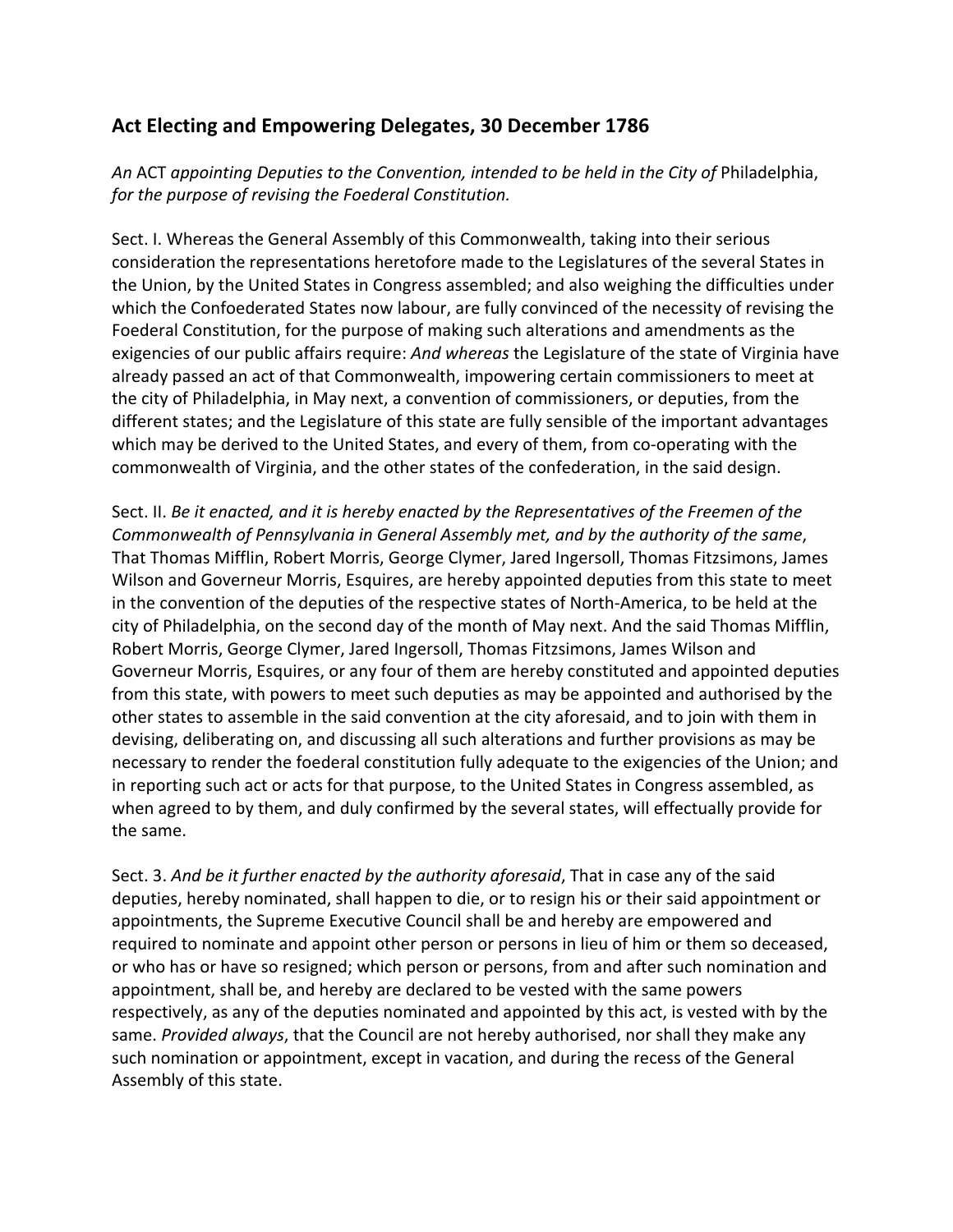## Act Electing and Empowering Delegates, 30 December 1786

*An* ACT *appointing Deputies to the Convention, intended to be held in the City of* Philadelphia, *for the purpose of revising the Foederal Constitution.*

Sect. I. Whereas the General Assembly of this Commonwealth, taking into their serious consideration the representations heretofore made to the Legislatures of the several States in the Union, by the United States in Congress assembled; and also weighing the difficulties under which the Confoederated States now labour, are fully convinced of the necessity of revising the Foederal Constitution, for the purpose of making such alterations and amendments as the exigencies of our public affairs require: *And whereas* the Legislature of the state of Virginia have already passed an act of that Commonwealth, impowering certain commissioners to meet at the city of Philadelphia, in May next, a convention of commissioners, or deputies, from the different states; and the Legislature of this state are fully sensible of the important advantages which may be derived to the United States, and every of them, from co-operating with the commonwealth of Virginia, and the other states of the confederation, in the said design.

Sect. II. *Be it enacted, and it is hereby enacted by the Representatives of the Freemen of the Commonwealth of Pennsylvania in General Assembly met, and by the authority of the same*, That Thomas Mifflin, Robert Morris, George Clymer, Jared Ingersoll, Thomas Fitzsimons, James Wilson and Governeur Morris, Esquires, are hereby appointed deputies from this state to meet in the convention of the deputies of the respective states of North-America, to be held at the city of Philadelphia, on the second day of the month of May next. And the said Thomas Mifflin, Robert Morris, George Clymer, Jared Ingersoll, Thomas Fitzsimons, James Wilson and Governeur Morris, Esquires, or any four of them are hereby constituted and appointed deputies from this state, with powers to meet such deputies as may be appointed and authorised by the other states to assemble in the said convention at the city aforesaid, and to join with them in devising, deliberating on, and discussing all such alterations and further provisions as may be necessary to render the foederal constitution fully adequate to the exigencies of the Union; and in reporting such act or acts for that purpose, to the United States in Congress assembled, as when agreed to by them, and duly confirmed by the several states, will effectually provide for the same.

Sect. 3. *And be it further enacted by the authority aforesaid*, That in case any of the said deputies, hereby nominated, shall happen to die, or to resign his or their said appointment or appointments, the Supreme Executive Council shall be and hereby are empowered and required to nominate and appoint other person or persons in lieu of him or them so deceased, or who has or have so resigned; which person or persons, from and after such nomination and appointment, shall be, and hereby are declared to be vested with the same powers respectively, as any of the deputies nominated and appointed by this act, is vested with by the same. *Provided always*, that the Council are not hereby authorised, nor shall they make any such nomination or appointment, except in vacation, and during the recess of the General Assembly of this state.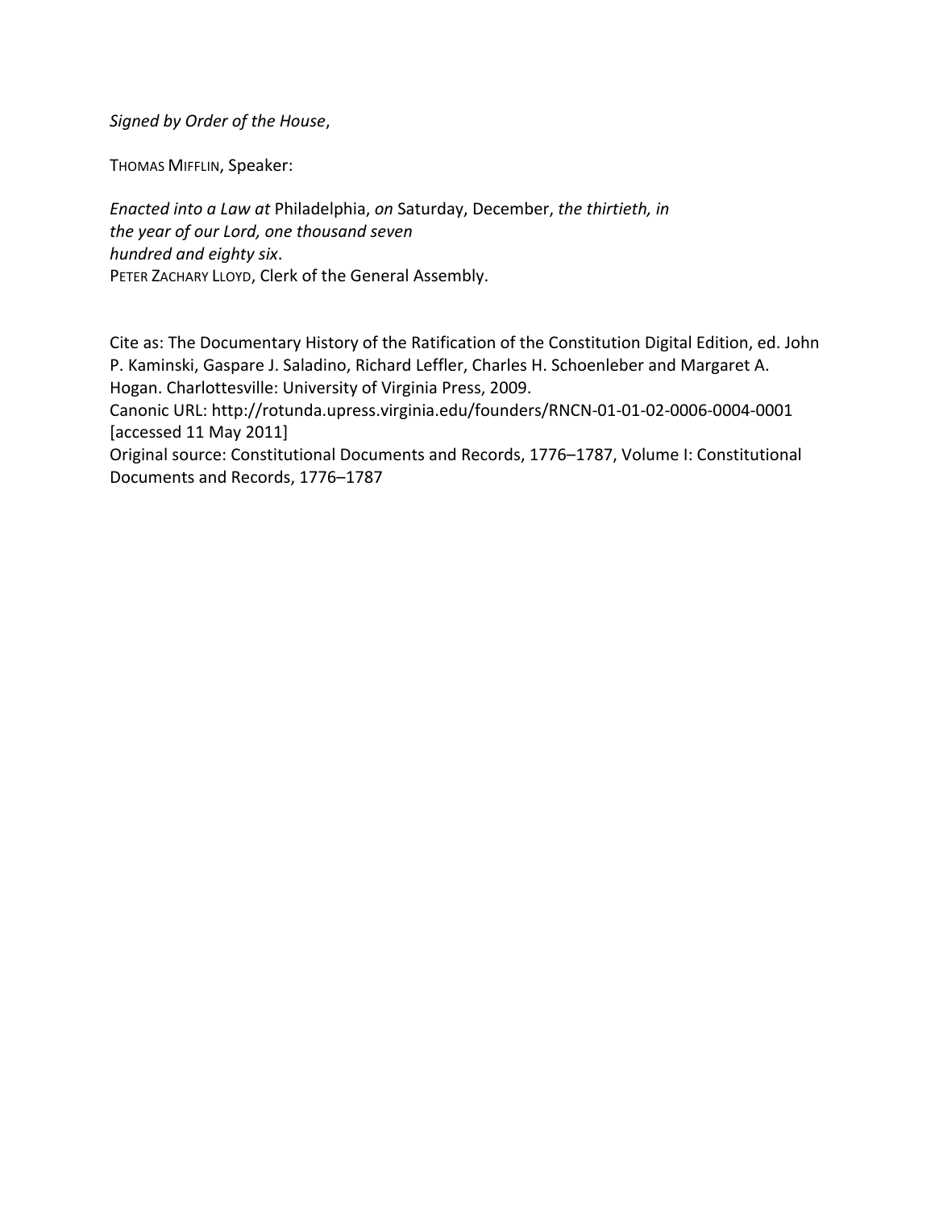*Signed by Order of the House*,

THOMAS MIFFLIN, Speaker:

*Enacted into a Law at* Philadelphia, *on* Saturday, December, *the thirtieth, in the year of our Lord, one thousand seven hundred and eighty six*.
PETER ZACHARY LLOYD, Clerk of the General Assembly.

Cite as: The Documentary History of the Ratification of the Constitution Digital Edition, ed. John P. Kaminski, Gaspare J. Saladino, Richard Leffler, Charles H. Schoenleber and Margaret A. Hogan. Charlottesville: University of Virginia Press, 2009.
Canonic URL: http://rotunda.upress.virginia.edu/founders/RNCN-01-01-02-0006-0004-0001 [accessed 11 May 2011]
Original source: Constitutional Documents and Records, 1776–1787, Volume I: Constitutional Documents and Records, 1776–1787